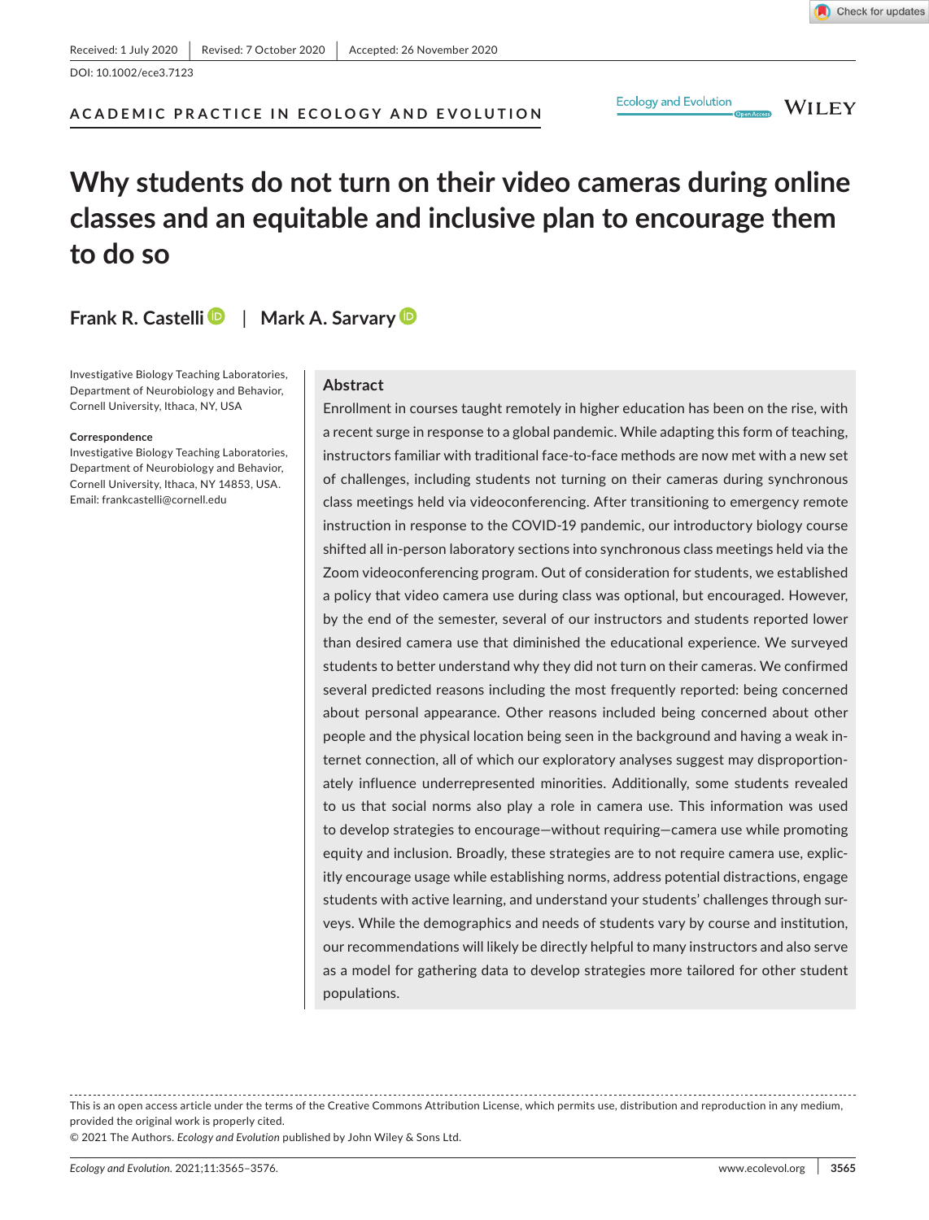Received: 1 July 2020 | Revised: 7 October 2020 | Accepted: 26 November 2020

DOI: 10.1002/ece3.7123

ACADEMIC PRACTICE IN ECOLOGY AND EVOLUTION

# Why students do not turn on their video cameras during online classes and an equitable and inclusive plan to encourage them to do so

**Frank R. Castelli** | **Mark A. Sarvary**

Investigative Biology Teaching Laboratories, Department of Neurobiology and Behavior, Cornell University, Ithaca, NY, USA

**Correspondence**
Investigative Biology Teaching Laboratories, Department of Neurobiology and Behavior, Cornell University, Ithaca, NY 14853, USA.
Email: frankcastelli@cornell.edu

## Abstract

Enrollment in courses taught remotely in higher education has been on the rise, with a recent surge in response to a global pandemic. While adapting this form of teaching, instructors familiar with traditional face-to-face methods are now met with a new set of challenges, including students not turning on their cameras during synchronous class meetings held via videoconferencing. After transitioning to emergency remote instruction in response to the COVID-19 pandemic, our introductory biology course shifted all in-person laboratory sections into synchronous class meetings held via the Zoom videoconferencing program. Out of consideration for students, we established a policy that video camera use during class was optional, but encouraged. However, by the end of the semester, several of our instructors and students reported lower than desired camera use that diminished the educational experience. We surveyed students to better understand why they did not turn on their cameras. We confirmed several predicted reasons including the most frequently reported: being concerned about personal appearance. Other reasons included being concerned about other people and the physical location being seen in the background and having a weak internet connection, all of which our exploratory analyses suggest may disproportionately influence underrepresented minorities. Additionally, some students revealed to us that social norms also play a role in camera use. This information was used to develop strategies to encourage—without requiring—camera use while promoting equity and inclusion. Broadly, these strategies are to not require camera use, explicitly encourage usage while establishing norms, address potential distractions, engage students with active learning, and understand your students' challenges through surveys. While the demographics and needs of students vary by course and institution, our recommendations will likely be directly helpful to many instructors and also serve as a model for gathering data to develop strategies more tailored for other student populations.

This is an open access article under the terms of the Creative Commons Attribution License, which permits use, distribution and reproduction in any medium, provided the original work is properly cited.
© 2021 The Authors. *Ecology and Evolution* published by John Wiley & Sons Ltd.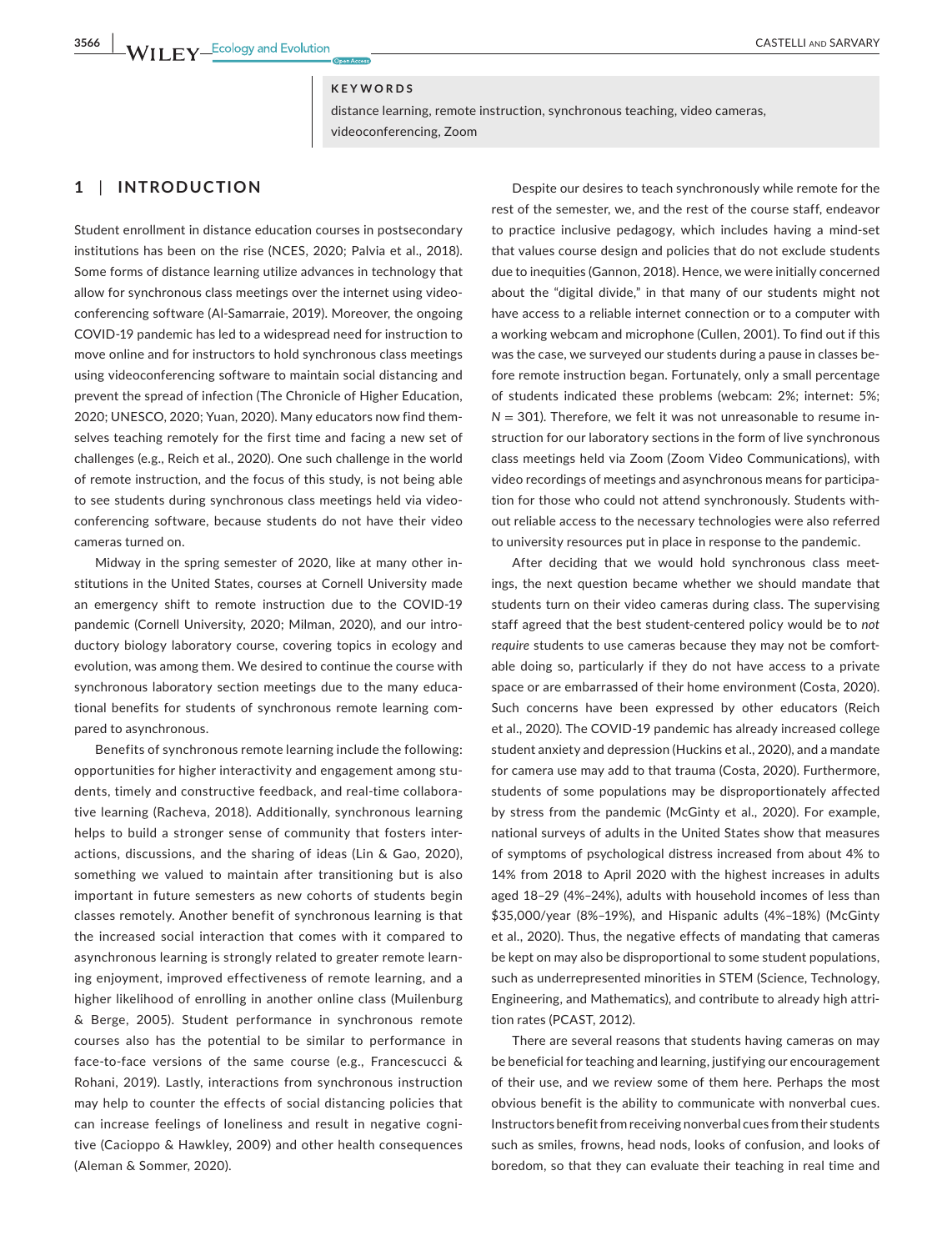**KEYWORDS**

distance learning, remote instruction, synchronous teaching, video cameras, videoconferencing, Zoom

## 1 | INTRODUCTION

Student enrollment in distance education courses in postsecondary institutions has been on the rise (NCES, 2020; Palvia et al., 2018). Some forms of distance learning utilize advances in technology that allow for synchronous class meetings over the internet using videoconferencing software (Al-Samarraie, 2019). Moreover, the ongoing COVID-19 pandemic has led to a widespread need for instruction to move online and for instructors to hold synchronous class meetings using videoconferencing software to maintain social distancing and prevent the spread of infection (The Chronicle of Higher Education, 2020; UNESCO, 2020; Yuan, 2020). Many educators now find themselves teaching remotely for the first time and facing a new set of challenges (e.g., Reich et al., 2020). One such challenge in the world of remote instruction, and the focus of this study, is not being able to see students during synchronous class meetings held via videoconferencing software, because students do not have their video cameras turned on.

Midway in the spring semester of 2020, like at many other institutions in the United States, courses at Cornell University made an emergency shift to remote instruction due to the COVID-19 pandemic (Cornell University, 2020; Milman, 2020), and our introductory biology laboratory course, covering topics in ecology and evolution, was among them. We desired to continue the course with synchronous laboratory section meetings due to the many educational benefits for students of synchronous remote learning compared to asynchronous.

Benefits of synchronous remote learning include the following: opportunities for higher interactivity and engagement among students, timely and constructive feedback, and real-time collaborative learning (Racheva, 2018). Additionally, synchronous learning helps to build a stronger sense of community that fosters interactions, discussions, and the sharing of ideas (Lin & Gao, 2020), something we valued to maintain after transitioning but is also important in future semesters as new cohorts of students begin classes remotely. Another benefit of synchronous learning is that the increased social interaction that comes with it compared to asynchronous learning is strongly related to greater remote learning enjoyment, improved effectiveness of remote learning, and a higher likelihood of enrolling in another online class (Muilenburg & Berge, 2005). Student performance in synchronous remote courses also has the potential to be similar to performance in face-to-face versions of the same course (e.g., Francescucci & Rohani, 2019). Lastly, interactions from synchronous instruction may help to counter the effects of social distancing policies that can increase feelings of loneliness and result in negative cognitive (Cacioppo & Hawkley, 2009) and other health consequences (Aleman & Sommer, 2020).

Despite our desires to teach synchronously while remote for the rest of the semester, we, and the rest of the course staff, endeavor to practice inclusive pedagogy, which includes having a mind-set that values course design and policies that do not exclude students due to inequities (Gannon, 2018). Hence, we were initially concerned about the "digital divide," in that many of our students might not have access to a reliable internet connection or to a computer with a working webcam and microphone (Cullen, 2001). To find out if this was the case, we surveyed our students during a pause in classes before remote instruction began. Fortunately, only a small percentage of students indicated these problems (webcam: 2%; internet: 5%; $N = 301$). Therefore, we felt it was not unreasonable to resume instruction for our laboratory sections in the form of live synchronous class meetings held via Zoom (Zoom Video Communications), with video recordings of meetings and asynchronous means for participation for those who could not attend synchronously. Students without reliable access to the necessary technologies were also referred to university resources put in place in response to the pandemic.

After deciding that we would hold synchronous class meetings, the next question became whether we should mandate that students turn on their video cameras during class. The supervising staff agreed that the best student-centered policy would be to *not require* students to use cameras because they may not be comfortable doing so, particularly if they do not have access to a private space or are embarrassed of their home environment (Costa, 2020). Such concerns have been expressed by other educators (Reich et al., 2020). The COVID-19 pandemic has already increased college student anxiety and depression (Huckins et al., 2020), and a mandate for camera use may add to that trauma (Costa, 2020). Furthermore, students of some populations may be disproportionately affected by stress from the pandemic (McGinty et al., 2020). For example, national surveys of adults in the United States show that measures of symptoms of psychological distress increased from about 4% to 14% from 2018 to April 2020 with the highest increases in adults aged 18–29 (4%–24%), adults with household incomes of less than $35,000/year (8%–19%), and Hispanic adults (4%–18%) (McGinty et al., 2020). Thus, the negative effects of mandating that cameras be kept on may also be disproportional to some student populations, such as underrepresented minorities in STEM (Science, Technology, Engineering, and Mathematics), and contribute to already high attrition rates (PCAST, 2012).

There are several reasons that students having cameras on may be beneficial for teaching and learning, justifying our encouragement of their use, and we review some of them here. Perhaps the most obvious benefit is the ability to communicate with nonverbal cues. Instructors benefit from receiving nonverbal cues from their students such as smiles, frowns, head nods, looks of confusion, and looks of boredom, so that they can evaluate their teaching in real time and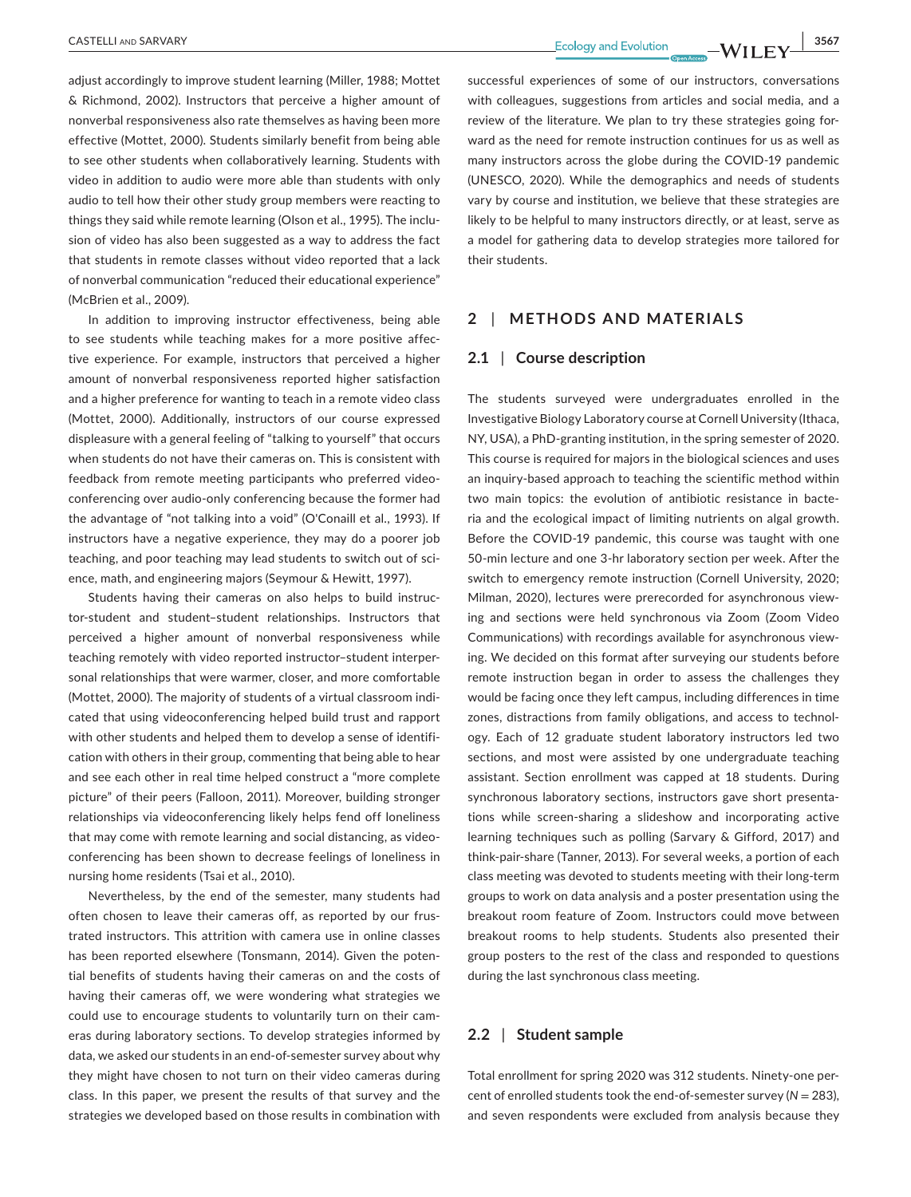adjust accordingly to improve student learning (Miller, 1988; Mottet & Richmond, 2002). Instructors that perceive a higher amount of nonverbal responsiveness also rate themselves as having been more effective (Mottet, 2000). Students similarly benefit from being able to see other students when collaboratively learning. Students with video in addition to audio were more able than students with only audio to tell how their other study group members were reacting to things they said while remote learning (Olson et al., 1995). The inclusion of video has also been suggested as a way to address the fact that students in remote classes without video reported that a lack of nonverbal communication "reduced their educational experience" (McBrien et al., 2009).

In addition to improving instructor effectiveness, being able to see students while teaching makes for a more positive affective experience. For example, instructors that perceived a higher amount of nonverbal responsiveness reported higher satisfaction and a higher preference for wanting to teach in a remote video class (Mottet, 2000). Additionally, instructors of our course expressed displeasure with a general feeling of "talking to yourself" that occurs when students do not have their cameras on. This is consistent with feedback from remote meeting participants who preferred videoconferencing over audio-only conferencing because the former had the advantage of "not talking into a void" (O'Conaill et al., 1993). If instructors have a negative experience, they may do a poorer job teaching, and poor teaching may lead students to switch out of science, math, and engineering majors (Seymour & Hewitt, 1997).

Students having their cameras on also helps to build instructor-student and student–student relationships. Instructors that perceived a higher amount of nonverbal responsiveness while teaching remotely with video reported instructor–student interpersonal relationships that were warmer, closer, and more comfortable (Mottet, 2000). The majority of students of a virtual classroom indicated that using videoconferencing helped build trust and rapport with other students and helped them to develop a sense of identification with others in their group, commenting that being able to hear and see each other in real time helped construct a "more complete picture" of their peers (Falloon, 2011). Moreover, building stronger relationships via videoconferencing likely helps fend off loneliness that may come with remote learning and social distancing, as videoconferencing has been shown to decrease feelings of loneliness in nursing home residents (Tsai et al., 2010).

Nevertheless, by the end of the semester, many students had often chosen to leave their cameras off, as reported by our frustrated instructors. This attrition with camera use in online classes has been reported elsewhere (Tonsmann, 2014). Given the potential benefits of students having their cameras on and the costs of having their cameras off, we were wondering what strategies we could use to encourage students to voluntarily turn on their cameras during laboratory sections. To develop strategies informed by data, we asked our students in an end-of-semester survey about why they might have chosen to not turn on their video cameras during class. In this paper, we present the results of that survey and the strategies we developed based on those results in combination with successful experiences of some of our instructors, conversations with colleagues, suggestions from articles and social media, and a review of the literature. We plan to try these strategies going forward as the need for remote instruction continues for us as well as many instructors across the globe during the COVID-19 pandemic (UNESCO, 2020). While the demographics and needs of students vary by course and institution, we believe that these strategies are likely to be helpful to many instructors directly, or at least, serve as a model for gathering data to develop strategies more tailored for their students.

## 2 | METHODS AND MATERIALS

### 2.1 | Course description

The students surveyed were undergraduates enrolled in the Investigative Biology Laboratory course at Cornell University (Ithaca, NY, USA), a PhD-granting institution, in the spring semester of 2020. This course is required for majors in the biological sciences and uses an inquiry-based approach to teaching the scientific method within two main topics: the evolution of antibiotic resistance in bacteria and the ecological impact of limiting nutrients on algal growth. Before the COVID-19 pandemic, this course was taught with one 50-min lecture and one 3-hr laboratory section per week. After the switch to emergency remote instruction (Cornell University, 2020; Milman, 2020), lectures were prerecorded for asynchronous viewing and sections were held synchronous via Zoom (Zoom Video Communications) with recordings available for asynchronous viewing. We decided on this format after surveying our students before remote instruction began in order to assess the challenges they would be facing once they left campus, including differences in time zones, distractions from family obligations, and access to technology. Each of 12 graduate student laboratory instructors led two sections, and most were assisted by one undergraduate teaching assistant. Section enrollment was capped at 18 students. During synchronous laboratory sections, instructors gave short presentations while screen-sharing a slideshow and incorporating active learning techniques such as polling (Sarvary & Gifford, 2017) and think-pair-share (Tanner, 2013). For several weeks, a portion of each class meeting was devoted to students meeting with their long-term groups to work on data analysis and a poster presentation using the breakout room feature of Zoom. Instructors could move between breakout rooms to help students. Students also presented their group posters to the rest of the class and responded to questions during the last synchronous class meeting.

### 2.2 | Student sample

Total enrollment for spring 2020 was 312 students. Ninety-one percent of enrolled students took the end-of-semester survey ($N = 283$), and seven respondents were excluded from analysis because they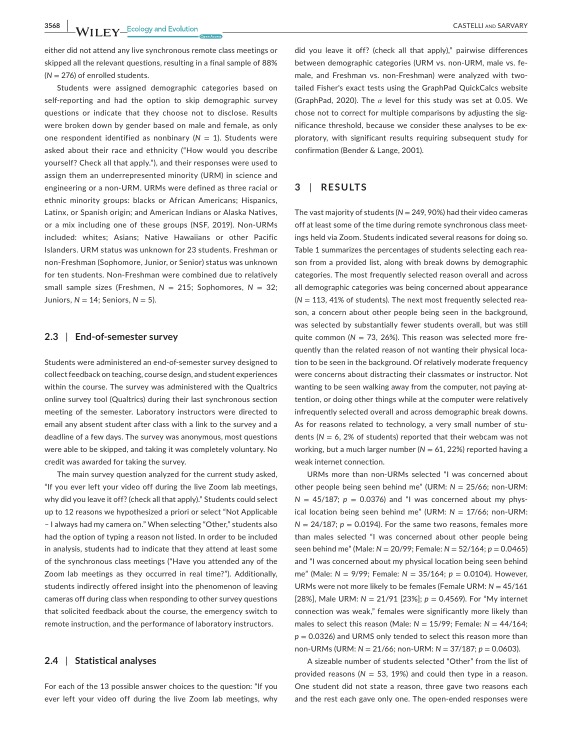either did not attend any live synchronous remote class meetings or skipped all the relevant questions, resulting in a final sample of 88% ($N = 276$) of enrolled students.

Students were assigned demographic categories based on self-reporting and had the option to skip demographic survey questions or indicate that they choose not to disclose. Results were broken down by gender based on male and female, as only one respondent identified as nonbinary ($N = 1$). Students were asked about their race and ethnicity ("How would you describe yourself? Check all that apply."), and their responses were used to assign them an underrepresented minority (URM) in science and engineering or a non-URM. URMs were defined as three racial or ethnic minority groups: blacks or African Americans; Hispanics, Latinx, or Spanish origin; and American Indians or Alaska Natives, or a mix including one of these groups (NSF, 2019). Non-URMs included: whites; Asians; Native Hawaiians or other Pacific Islanders. URM status was unknown for 23 students. Freshman or non-Freshman (Sophomore, Junior, or Senior) status was unknown for ten students. Non-Freshman were combined due to relatively small sample sizes (Freshmen, $N = 215$; Sophomores, $N = 32$; Juniors, $N = 14$; Seniors, $N = 5$).

### 2.3 | End-of-semester survey

Students were administered an end-of-semester survey designed to collect feedback on teaching, course design, and student experiences within the course. The survey was administered with the Qualtrics online survey tool (Qualtrics) during their last synchronous section meeting of the semester. Laboratory instructors were directed to email any absent student after class with a link to the survey and a deadline of a few days. The survey was anonymous, most questions were able to be skipped, and taking it was completely voluntary. No credit was awarded for taking the survey.

The main survey question analyzed for the current study asked, "If you ever left your video off during the live Zoom lab meetings, why did you leave it off? (check all that apply)." Students could select up to 12 reasons we hypothesized a priori or select "Not Applicable – I always had my camera on." When selecting "Other," students also had the option of typing a reason not listed. In order to be included in analysis, students had to indicate that they attend at least some of the synchronous class meetings ("Have you attended any of the Zoom lab meetings as they occurred in real time?"). Additionally, students indirectly offered insight into the phenomenon of leaving cameras off during class when responding to other survey questions that solicited feedback about the course, the emergency switch to remote instruction, and the performance of laboratory instructors.

### 2.4 | Statistical analyses

For each of the 13 possible answer choices to the question: "If you ever left your video off during the live Zoom lab meetings, why did you leave it off? (check all that apply)," pairwise differences between demographic categories (URM vs. non-URM, male vs. female, and Freshman vs. non-Freshman) were analyzed with two-tailed Fisher's exact tests using the GraphPad QuickCalcs website (GraphPad, 2020). The $\alpha$ level for this study was set at 0.05. We chose not to correct for multiple comparisons by adjusting the significance threshold, because we consider these analyses to be exploratory, with significant results requiring subsequent study for confirmation (Bender & Lange, 2001).

## 3 | RESULTS

The vast majority of students ($N = 249$, 90%) had their video cameras off at least some of the time during remote synchronous class meetings held via Zoom. Students indicated several reasons for doing so. Table 1 summarizes the percentages of students selecting each reason from a provided list, along with break downs by demographic categories. The most frequently selected reason overall and across all demographic categories was being concerned about appearance ($N = 113$, 41% of students). The next most frequently selected reason, a concern about other people being seen in the background, was selected by substantially fewer students overall, but was still quite common ($N = 73$, 26%). This reason was selected more frequently than the related reason of not wanting their physical location to be seen in the background. Of relatively moderate frequency were concerns about distracting their classmates or instructor. Not wanting to be seen walking away from the computer, not paying attention, or doing other things while at the computer were relatively infrequently selected overall and across demographic break downs. As for reasons related to technology, a very small number of students ($N = 6$, 2% of students) reported that their webcam was not working, but a much larger number ($N = 61$, 22%) reported having a weak internet connection.

URMs more than non-URMs selected "I was concerned about other people being seen behind me" (URM: $N = 25/66$; non-URM: $N = 45/187$; $p = 0.0376$) and "I was concerned about my physical location being seen behind me" (URM: $N = 17/66$; non-URM: $N = 24/187$; $p = 0.0194$). For the same two reasons, females more than males selected "I was concerned about other people being seen behind me" (Male: $N = 20/99$; Female: $N = 52/164$; $p = 0.0465$) and "I was concerned about my physical location being seen behind me" (Male: $N = 9/99$; Female: $N = 35/164$; $p = 0.0104$). However, URMs were not more likely to be females (Female URM: $N = 45/161$ [28%], Male URM: $N = 21/91$ [23%]; $p = 0.4569$). For "My internet connection was weak," females were significantly more likely than males to select this reason (Male: $N = 15/99$; Female: $N = 44/164$; $p = 0.0326$) and URMS only tended to select this reason more than non-URMs (URM: $N = 21/66$; non-URM: $N = 37/187$; $p = 0.0603$).

A sizeable number of students selected "Other" from the list of provided reasons ($N = 53$, 19%) and could then type in a reason. One student did not state a reason, three gave two reasons each and the rest each gave only one. The open-ended responses were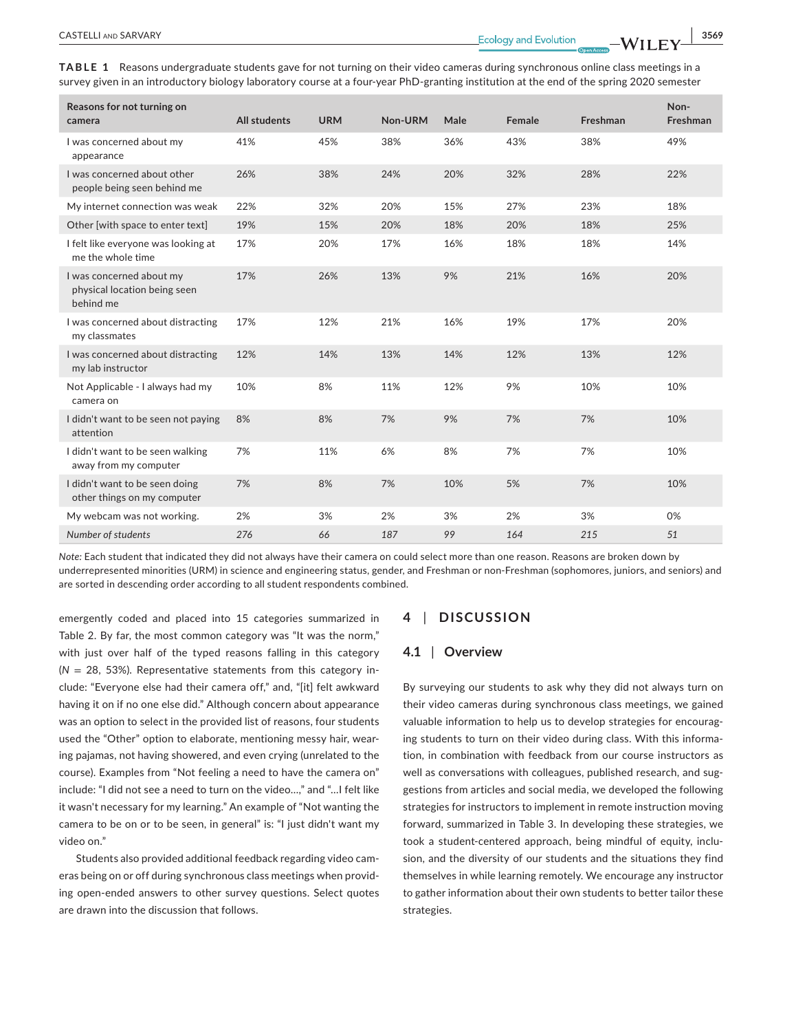**TABLE 1** Reasons undergraduate students gave for not turning on their video cameras during synchronous online class meetings in a survey given in an introductory biology laboratory course at a four-year PhD-granting institution at the end of the spring 2020 semester

| Reasons for not turning on camera | All students | URM | Non-URM | Male | Female | Freshman | Non-Freshman |
|---|---|---|---|---|---|---|---|
| I was concerned about my appearance | 41% | 45% | 38% | 36% | 43% | 38% | 49% |
| I was concerned about other people being seen behind me | 26% | 38% | 24% | 20% | 32% | 28% | 22% |
| My internet connection was weak | 22% | 32% | 20% | 15% | 27% | 23% | 18% |
| Other [with space to enter text] | 19% | 15% | 20% | 18% | 20% | 18% | 25% |
| I felt like everyone was looking at me the whole time | 17% | 20% | 17% | 16% | 18% | 18% | 14% |
| I was concerned about my physical location being seen behind me | 17% | 26% | 13% | 9% | 21% | 16% | 20% |
| I was concerned about distracting my classmates | 17% | 12% | 21% | 16% | 19% | 17% | 20% |
| I was concerned about distracting my lab instructor | 12% | 14% | 13% | 14% | 12% | 13% | 12% |
| Not Applicable - I always had my camera on | 10% | 8% | 11% | 12% | 9% | 10% | 10% |
| I didn't want to be seen not paying attention | 8% | 8% | 7% | 9% | 7% | 7% | 10% |
| I didn't want to be seen walking away from my computer | 7% | 11% | 6% | 8% | 7% | 7% | 10% |
| I didn't want to be seen doing other things on my computer | 7% | 8% | 7% | 10% | 5% | 7% | 10% |
| My webcam was not working. | 2% | 3% | 2% | 3% | 2% | 3% | 0% |
| *Number of students* | *276* | *66* | *187* | *99* | *164* | *215* | *51* |

*Note:* Each student that indicated they did not always have their camera on could select more than one reason. Reasons are broken down by underrepresented minorities (URM) in science and engineering status, gender, and Freshman or non-Freshman (sophomores, juniors, and seniors) and are sorted in descending order according to all student respondents combined.

emergently coded and placed into 15 categories summarized in Table 2. By far, the most common category was "It was the norm," with just over half of the typed reasons falling in this category ($N$ = 28, 53%). Representative statements from this category include: "Everyone else had their camera off," and, "[it] felt awkward having it on if no one else did." Although concern about appearance was an option to select in the provided list of reasons, four students used the "Other" option to elaborate, mentioning messy hair, wearing pajamas, not having showered, and even crying (unrelated to the course). Examples from "Not feeling a need to have the camera on" include: "I did not see a need to turn on the video…," and "…I felt like it wasn't necessary for my learning." An example of "Not wanting the camera to be on or to be seen, in general" is: "I just didn't want my video on."

Students also provided additional feedback regarding video cameras being on or off during synchronous class meetings when providing open-ended answers to other survey questions. Select quotes are drawn into the discussion that follows.

# 4 | DISCUSSION

## 4.1 | Overview

By surveying our students to ask why they did not always turn on their video cameras during synchronous class meetings, we gained valuable information to help us to develop strategies for encouraging students to turn on their video during class. With this information, in combination with feedback from our course instructors as well as conversations with colleagues, published research, and suggestions from articles and social media, we developed the following strategies for instructors to implement in remote instruction moving forward, summarized in Table 3. In developing these strategies, we took a student-centered approach, being mindful of equity, inclusion, and the diversity of our students and the situations they find themselves in while learning remotely. We encourage any instructor to gather information about their own students to better tailor these strategies.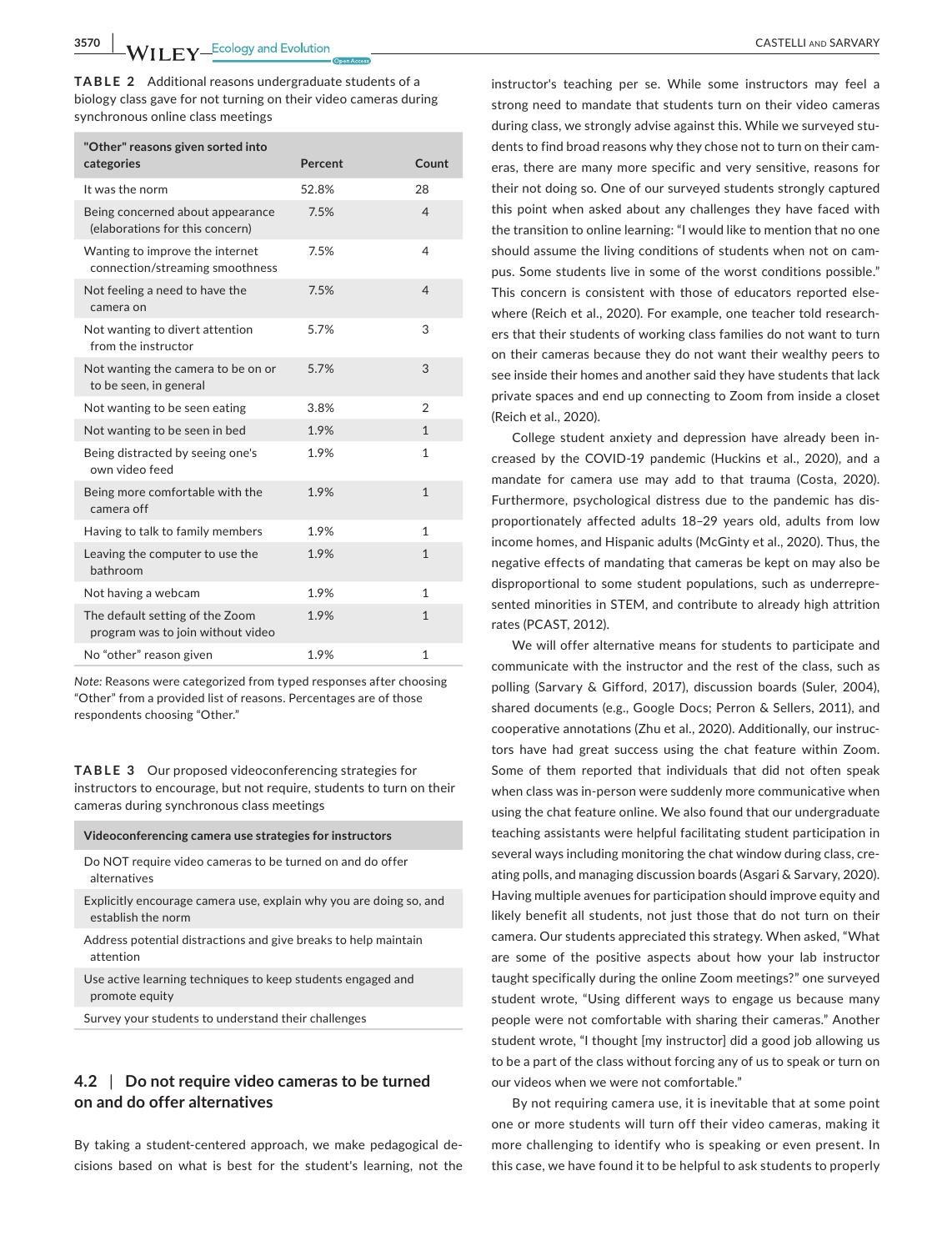**TABLE 2** Additional reasons undergraduate students of a biology class gave for not turning on their video cameras during synchronous online class meetings

| "Other" reasons given sorted into categories | Percent | Count |
|---|---|---|
| It was the norm | 52.8% | 28 |
| Being concerned about appearance (elaborations for this concern) | 7.5% | 4 |
| Wanting to improve the internet connection/streaming smoothness | 7.5% | 4 |
| Not feeling a need to have the camera on | 7.5% | 4 |
| Not wanting to divert attention from the instructor | 5.7% | 3 |
| Not wanting the camera to be on or to be seen, in general | 5.7% | 3 |
| Not wanting to be seen eating | 3.8% | 2 |
| Not wanting to be seen in bed | 1.9% | 1 |
| Being distracted by seeing one's own video feed | 1.9% | 1 |
| Being more comfortable with the camera off | 1.9% | 1 |
| Having to talk to family members | 1.9% | 1 |
| Leaving the computer to use the bathroom | 1.9% | 1 |
| Not having a webcam | 1.9% | 1 |
| The default setting of the Zoom program was to join without video | 1.9% | 1 |
| No "other" reason given | 1.9% | 1 |

*Note:* Reasons were categorized from typed responses after choosing "Other" from a provided list of reasons. Percentages are of those respondents choosing "Other."

**TABLE 3** Our proposed videoconferencing strategies for instructors to encourage, but not require, students to turn on their cameras during synchronous class meetings

| Videoconferencing camera use strategies for instructors |
|---|
| Do NOT require video cameras to be turned on and do offer alternatives |
| Explicitly encourage camera use, explain why you are doing so, and establish the norm |
| Address potential distractions and give breaks to help maintain attention |
| Use active learning techniques to keep students engaged and promote equity |
| Survey your students to understand their challenges |

## 4.2 | Do not require video cameras to be turned on and do offer alternatives

By taking a student-centered approach, we make pedagogical decisions based on what is best for the student's learning, not the instructor's teaching per se. While some instructors may feel a strong need to mandate that students turn on their video cameras during class, we strongly advise against this. While we surveyed students to find broad reasons why they chose not to turn on their cameras, there are many more specific and very sensitive, reasons for their not doing so. One of our surveyed students strongly captured this point when asked about any challenges they have faced with the transition to online learning: "I would like to mention that no one should assume the living conditions of students when not on campus. Some students live in some of the worst conditions possible." This concern is consistent with those of educators reported elsewhere (Reich et al., 2020). For example, one teacher told researchers that their students of working class families do not want to turn on their cameras because they do not want their wealthy peers to see inside their homes and another said they have students that lack private spaces and end up connecting to Zoom from inside a closet (Reich et al., 2020).

College student anxiety and depression have already been increased by the COVID-19 pandemic (Huckins et al., 2020), and a mandate for camera use may add to that trauma (Costa, 2020). Furthermore, psychological distress due to the pandemic has disproportionately affected adults 18–29 years old, adults from low income homes, and Hispanic adults (McGinty et al., 2020). Thus, the negative effects of mandating that cameras be kept on may also be disproportional to some student populations, such as underrepresented minorities in STEM, and contribute to already high attrition rates (PCAST, 2012).

We will offer alternative means for students to participate and communicate with the instructor and the rest of the class, such as polling (Sarvary & Gifford, 2017), discussion boards (Suler, 2004), shared documents (e.g., Google Docs; Perron & Sellers, 2011), and cooperative annotations (Zhu et al., 2020). Additionally, our instructors have had great success using the chat feature within Zoom. Some of them reported that individuals that did not often speak when class was in-person were suddenly more communicative when using the chat feature online. We also found that our undergraduate teaching assistants were helpful facilitating student participation in several ways including monitoring the chat window during class, creating polls, and managing discussion boards (Asgari & Sarvary, 2020). Having multiple avenues for participation should improve equity and likely benefit all students, not just those that do not turn on their camera. Our students appreciated this strategy. When asked, "What are some of the positive aspects about how your lab instructor taught specifically during the online Zoom meetings?" one surveyed student wrote, "Using different ways to engage us because many people were not comfortable with sharing their cameras." Another student wrote, "I thought [my instructor] did a good job allowing us to be a part of the class without forcing any of us to speak or turn on our videos when we were not comfortable."

By not requiring camera use, it is inevitable that at some point one or more students will turn off their video cameras, making it more challenging to identify who is speaking or even present. In this case, we have found it to be helpful to ask students to properly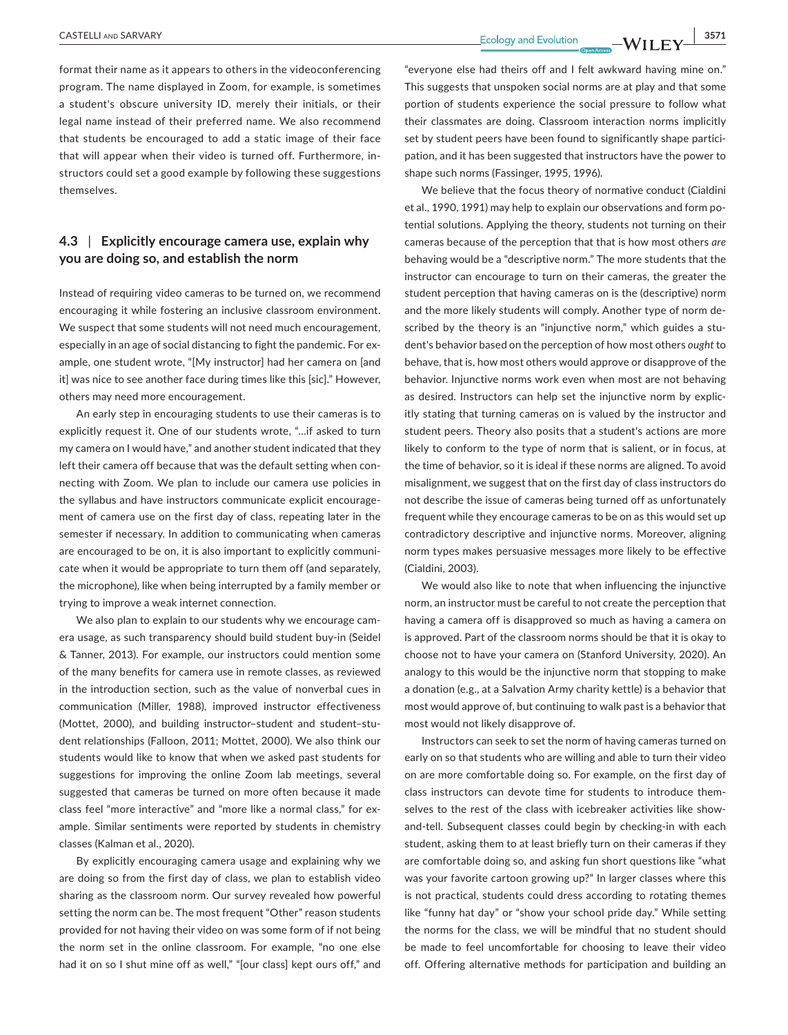format their name as it appears to others in the videoconferencing program. The name displayed in Zoom, for example, is sometimes a student's obscure university ID, merely their initials, or their legal name instead of their preferred name. We also recommend that students be encouraged to add a static image of their face that will appear when their video is turned off. Furthermore, instructors could set a good example by following these suggestions themselves.

### 4.3 | Explicitly encourage camera use, explain why you are doing so, and establish the norm

Instead of requiring video cameras to be turned on, we recommend encouraging it while fostering an inclusive classroom environment. We suspect that some students will not need much encouragement, especially in an age of social distancing to fight the pandemic. For example, one student wrote, "[My instructor] had her camera on [and it] was nice to see another face during times like this [sic]." However, others may need more encouragement.

An early step in encouraging students to use their cameras is to explicitly request it. One of our students wrote, "…if asked to turn my camera on I would have," and another student indicated that they left their camera off because that was the default setting when connecting with Zoom. We plan to include our camera use policies in the syllabus and have instructors communicate explicit encouragement of camera use on the first day of class, repeating later in the semester if necessary. In addition to communicating when cameras are encouraged to be on, it is also important to explicitly communicate when it would be appropriate to turn them off (and separately, the microphone), like when being interrupted by a family member or trying to improve a weak internet connection.

We also plan to explain to our students why we encourage camera usage, as such transparency should build student buy-in (Seidel & Tanner, 2013). For example, our instructors could mention some of the many benefits for camera use in remote classes, as reviewed in the introduction section, such as the value of nonverbal cues in communication (Miller, 1988), improved instructor effectiveness (Mottet, 2000), and building instructor–student and student–student relationships (Falloon, 2011; Mottet, 2000). We also think our students would like to know that when we asked past students for suggestions for improving the online Zoom lab meetings, several suggested that cameras be turned on more often because it made class feel "more interactive" and "more like a normal class," for example. Similar sentiments were reported by students in chemistry classes (Kalman et al., 2020).

By explicitly encouraging camera usage and explaining why we are doing so from the first day of class, we plan to establish video sharing as the classroom norm. Our survey revealed how powerful setting the norm can be. The most frequent "Other" reason students provided for not having their video on was some form of if not being the norm set in the online classroom. For example, "no one else had it on so I shut mine off as well," "[our class] kept ours off," and "everyone else had theirs off and I felt awkward having mine on." This suggests that unspoken social norms are at play and that some portion of students experience the social pressure to follow what their classmates are doing. Classroom interaction norms implicitly set by student peers have been found to significantly shape participation, and it has been suggested that instructors have the power to shape such norms (Fassinger, 1995, 1996).

We believe that the focus theory of normative conduct (Cialdini et al., 1990, 1991) may help to explain our observations and form potential solutions. Applying the theory, students not turning on their cameras because of the perception that that is how most others *are* behaving would be a "descriptive norm." The more students that the instructor can encourage to turn on their cameras, the greater the student perception that having cameras on is the (descriptive) norm and the more likely students will comply. Another type of norm described by the theory is an "injunctive norm," which guides a student's behavior based on the perception of how most others *ought* to behave, that is, how most others would approve or disapprove of the behavior. Injunctive norms work even when most are not behaving as desired. Instructors can help set the injunctive norm by explicitly stating that turning cameras on is valued by the instructor and student peers. Theory also posits that a student's actions are more likely to conform to the type of norm that is salient, or in focus, at the time of behavior, so it is ideal if these norms are aligned. To avoid misalignment, we suggest that on the first day of class instructors do not describe the issue of cameras being turned off as unfortunately frequent while they encourage cameras to be on as this would set up contradictory descriptive and injunctive norms. Moreover, aligning norm types makes persuasive messages more likely to be effective (Cialdini, 2003).

We would also like to note that when influencing the injunctive norm, an instructor must be careful to not create the perception that having a camera off is disapproved so much as having a camera on is approved. Part of the classroom norms should be that it is okay to choose not to have your camera on (Stanford University, 2020). An analogy to this would be the injunctive norm that stopping to make a donation (e.g., at a Salvation Army charity kettle) is a behavior that most would approve of, but continuing to walk past is a behavior that most would not likely disapprove of.

Instructors can seek to set the norm of having cameras turned on early on so that students who are willing and able to turn their video on are more comfortable doing so. For example, on the first day of class instructors can devote time for students to introduce themselves to the rest of the class with icebreaker activities like show-and-tell. Subsequent classes could begin by checking-in with each student, asking them to at least briefly turn on their cameras if they are comfortable doing so, and asking fun short questions like "what was your favorite cartoon growing up?" In larger classes where this is not practical, students could dress according to rotating themes like "funny hat day" or "show your school pride day." While setting the norms for the class, we will be mindful that no student should be made to feel uncomfortable for choosing to leave their video off. Offering alternative methods for participation and building an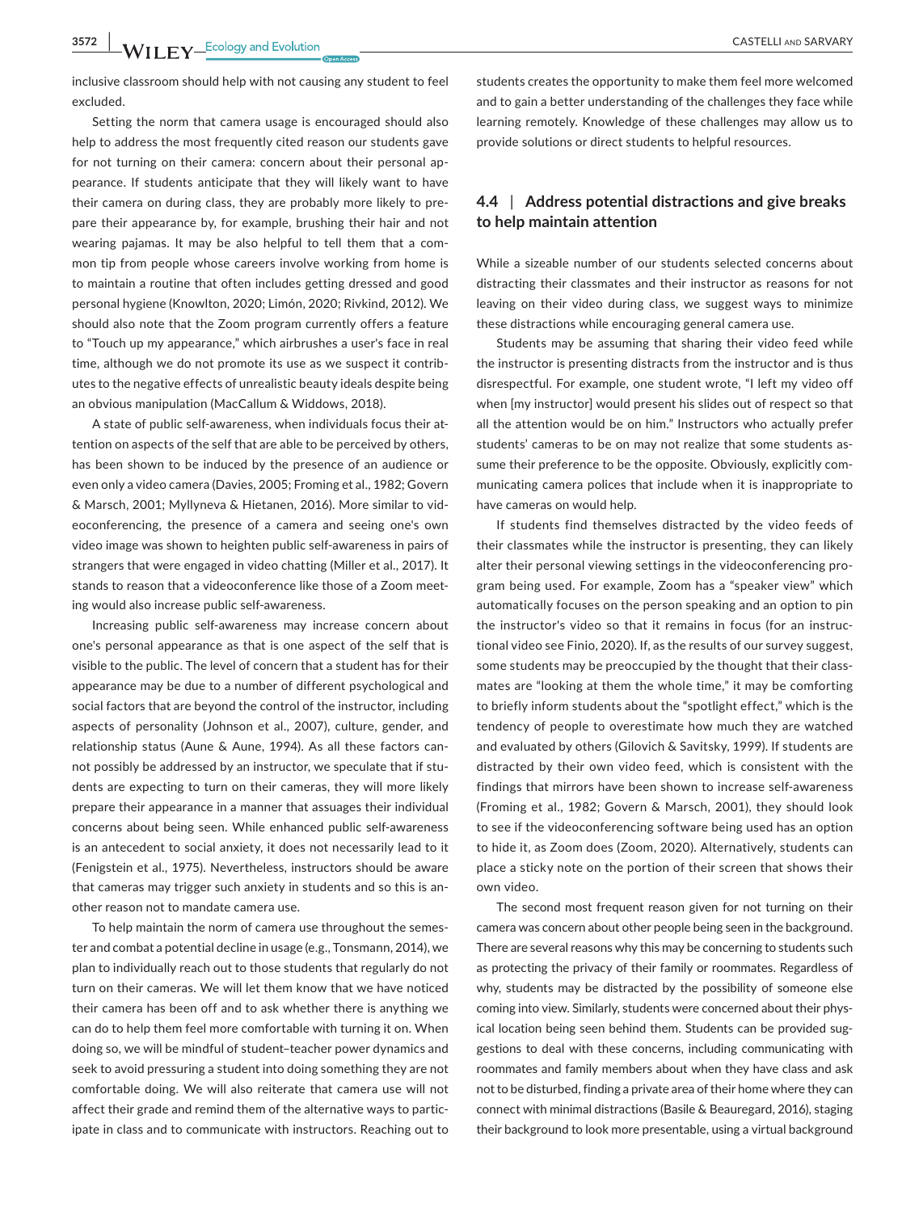inclusive classroom should help with not causing any student to feel excluded.

Setting the norm that camera usage is encouraged should also help to address the most frequently cited reason our students gave for not turning on their camera: concern about their personal appearance. If students anticipate that they will likely want to have their camera on during class, they are probably more likely to prepare their appearance by, for example, brushing their hair and not wearing pajamas. It may be also helpful to tell them that a common tip from people whose careers involve working from home is to maintain a routine that often includes getting dressed and good personal hygiene (Knowlton, 2020; Limón, 2020; Rivkind, 2012). We should also note that the Zoom program currently offers a feature to "Touch up my appearance," which airbrushes a user's face in real time, although we do not promote its use as we suspect it contributes to the negative effects of unrealistic beauty ideals despite being an obvious manipulation (MacCallum & Widdows, 2018).

A state of public self-awareness, when individuals focus their attention on aspects of the self that are able to be perceived by others, has been shown to be induced by the presence of an audience or even only a video camera (Davies, 2005; Froming et al., 1982; Govern & Marsch, 2001; Myllyneva & Hietanen, 2016). More similar to videoconferencing, the presence of a camera and seeing one's own video image was shown to heighten public self-awareness in pairs of strangers that were engaged in video chatting (Miller et al., 2017). It stands to reason that a videoconference like those of a Zoom meeting would also increase public self-awareness.

Increasing public self-awareness may increase concern about one's personal appearance as that is one aspect of the self that is visible to the public. The level of concern that a student has for their appearance may be due to a number of different psychological and social factors that are beyond the control of the instructor, including aspects of personality (Johnson et al., 2007), culture, gender, and relationship status (Aune & Aune, 1994). As all these factors cannot possibly be addressed by an instructor, we speculate that if students are expecting to turn on their cameras, they will more likely prepare their appearance in a manner that assuages their individual concerns about being seen. While enhanced public self-awareness is an antecedent to social anxiety, it does not necessarily lead to it (Fenigstein et al., 1975). Nevertheless, instructors should be aware that cameras may trigger such anxiety in students and so this is another reason not to mandate camera use.

To help maintain the norm of camera use throughout the semester and combat a potential decline in usage (e.g., Tonsmann, 2014), we plan to individually reach out to those students that regularly do not turn on their cameras. We will let them know that we have noticed their camera has been off and to ask whether there is anything we can do to help them feel more comfortable with turning it on. When doing so, we will be mindful of student–teacher power dynamics and seek to avoid pressuring a student into doing something they are not comfortable doing. We will also reiterate that camera use will not affect their grade and remind them of the alternative ways to participate in class and to communicate with instructors. Reaching out to students creates the opportunity to make them feel more welcomed and to gain a better understanding of the challenges they face while learning remotely. Knowledge of these challenges may allow us to provide solutions or direct students to helpful resources.

## 4.4 | Address potential distractions and give breaks to help maintain attention

While a sizeable number of our students selected concerns about distracting their classmates and their instructor as reasons for not leaving on their video during class, we suggest ways to minimize these distractions while encouraging general camera use.

Students may be assuming that sharing their video feed while the instructor is presenting distracts from the instructor and is thus disrespectful. For example, one student wrote, "I left my video off when [my instructor] would present his slides out of respect so that all the attention would be on him." Instructors who actually prefer students' cameras to be on may not realize that some students assume their preference to be the opposite. Obviously, explicitly communicating camera polices that include when it is inappropriate to have cameras on would help.

If students find themselves distracted by the video feeds of their classmates while the instructor is presenting, they can likely alter their personal viewing settings in the videoconferencing program being used. For example, Zoom has a "speaker view" which automatically focuses on the person speaking and an option to pin the instructor's video so that it remains in focus (for an instructional video see Finio, 2020). If, as the results of our survey suggest, some students may be preoccupied by the thought that their classmates are "looking at them the whole time," it may be comforting to briefly inform students about the "spotlight effect," which is the tendency of people to overestimate how much they are watched and evaluated by others (Gilovich & Savitsky, 1999). If students are distracted by their own video feed, which is consistent with the findings that mirrors have been shown to increase self-awareness (Froming et al., 1982; Govern & Marsch, 2001), they should look to see if the videoconferencing software being used has an option to hide it, as Zoom does (Zoom, 2020). Alternatively, students can place a sticky note on the portion of their screen that shows their own video.

The second most frequent reason given for not turning on their camera was concern about other people being seen in the background. There are several reasons why this may be concerning to students such as protecting the privacy of their family or roommates. Regardless of why, students may be distracted by the possibility of someone else coming into view. Similarly, students were concerned about their physical location being seen behind them. Students can be provided suggestions to deal with these concerns, including communicating with roommates and family members about when they have class and ask not to be disturbed, finding a private area of their home where they can connect with minimal distractions (Basile & Beauregard, 2016), staging their background to look more presentable, using a virtual background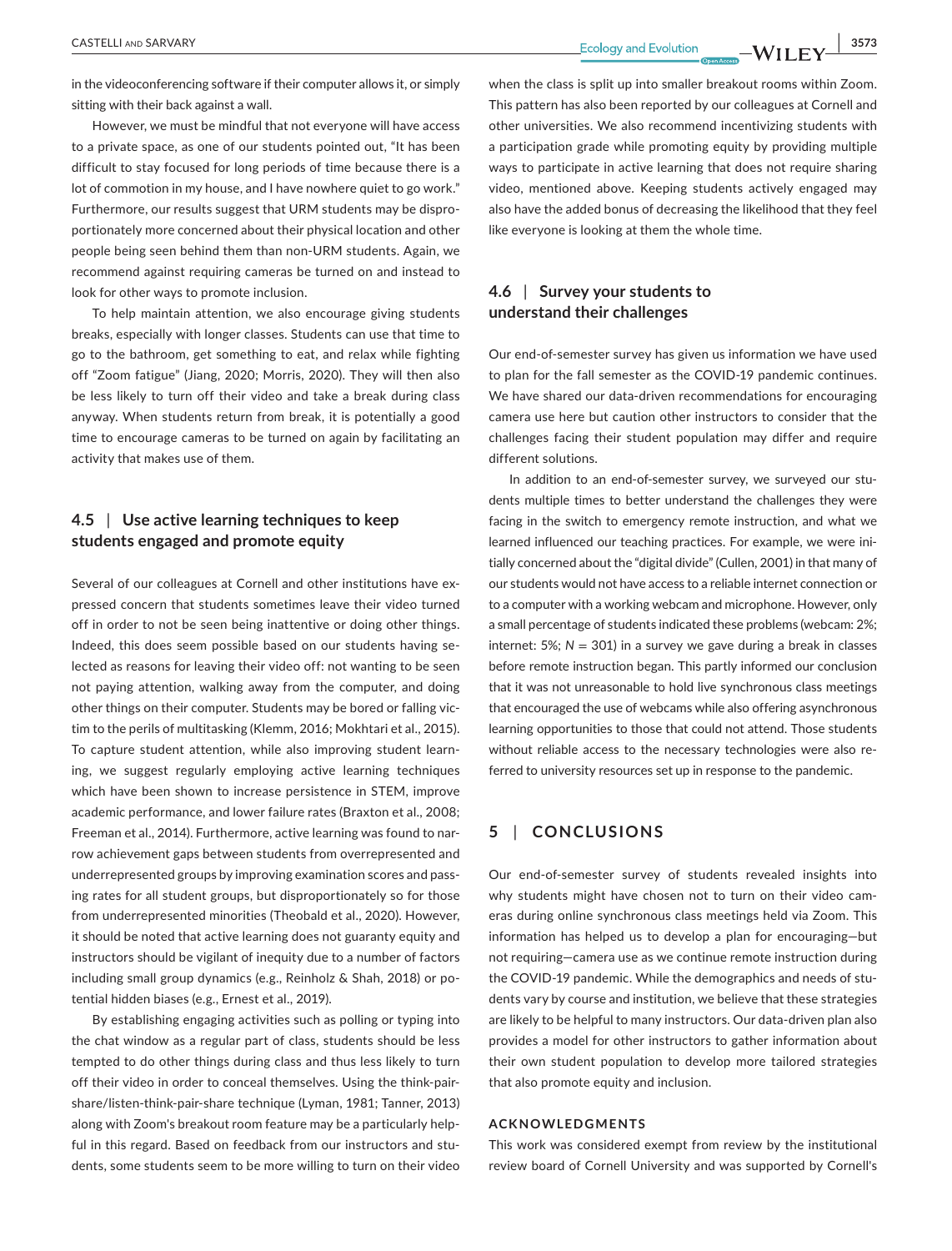in the videoconferencing software if their computer allows it, or simply sitting with their back against a wall.

However, we must be mindful that not everyone will have access to a private space, as one of our students pointed out, "It has been difficult to stay focused for long periods of time because there is a lot of commotion in my house, and I have nowhere quiet to go work." Furthermore, our results suggest that URM students may be disproportionately more concerned about their physical location and other people being seen behind them than non-URM students. Again, we recommend against requiring cameras be turned on and instead to look for other ways to promote inclusion.

To help maintain attention, we also encourage giving students breaks, especially with longer classes. Students can use that time to go to the bathroom, get something to eat, and relax while fighting off "Zoom fatigue" (Jiang, 2020; Morris, 2020). They will then also be less likely to turn off their video and take a break during class anyway. When students return from break, it is potentially a good time to encourage cameras to be turned on again by facilitating an activity that makes use of them.

### 4.5 | Use active learning techniques to keep students engaged and promote equity

Several of our colleagues at Cornell and other institutions have expressed concern that students sometimes leave their video turned off in order to not be seen being inattentive or doing other things. Indeed, this does seem possible based on our students having selected as reasons for leaving their video off: not wanting to be seen not paying attention, walking away from the computer, and doing other things on their computer. Students may be bored or falling victim to the perils of multitasking (Klemm, 2016; Mokhtari et al., 2015). To capture student attention, while also improving student learning, we suggest regularly employing active learning techniques which have been shown to increase persistence in STEM, improve academic performance, and lower failure rates (Braxton et al., 2008; Freeman et al., 2014). Furthermore, active learning was found to narrow achievement gaps between students from overrepresented and underrepresented groups by improving examination scores and passing rates for all student groups, but disproportionately so for those from underrepresented minorities (Theobald et al., 2020). However, it should be noted that active learning does not guaranty equity and instructors should be vigilant of inequity due to a number of factors including small group dynamics (e.g., Reinholz & Shah, 2018) or potential hidden biases (e.g., Ernest et al., 2019).

By establishing engaging activities such as polling or typing into the chat window as a regular part of class, students should be less tempted to do other things during class and thus less likely to turn off their video in order to conceal themselves. Using the think-pair-share/listen-think-pair-share technique (Lyman, 1981; Tanner, 2013) along with Zoom's breakout room feature may be a particularly helpful in this regard. Based on feedback from our instructors and students, some students seem to be more willing to turn on their video when the class is split up into smaller breakout rooms within Zoom. This pattern has also been reported by our colleagues at Cornell and other universities. We also recommend incentivizing students with a participation grade while promoting equity by providing multiple ways to participate in active learning that does not require sharing video, mentioned above. Keeping students actively engaged may also have the added bonus of decreasing the likelihood that they feel like everyone is looking at them the whole time.

### 4.6 | Survey your students to understand their challenges

Our end-of-semester survey has given us information we have used to plan for the fall semester as the COVID-19 pandemic continues. We have shared our data-driven recommendations for encouraging camera use here but caution other instructors to consider that the challenges facing their student population may differ and require different solutions.

In addition to an end-of-semester survey, we surveyed our students multiple times to better understand the challenges they were facing in the switch to emergency remote instruction, and what we learned influenced our teaching practices. For example, we were initially concerned about the "digital divide" (Cullen, 2001) in that many of our students would not have access to a reliable internet connection or to a computer with a working webcam and microphone. However, only a small percentage of students indicated these problems (webcam: 2%; internet: 5%; $N = 301$) in a survey we gave during a break in classes before remote instruction began. This partly informed our conclusion that it was not unreasonable to hold live synchronous class meetings that encouraged the use of webcams while also offering asynchronous learning opportunities to those that could not attend. Those students without reliable access to the necessary technologies were also referred to university resources set up in response to the pandemic.

## 5 | CONCLUSIONS

Our end-of-semester survey of students revealed insights into why students might have chosen not to turn on their video cameras during online synchronous class meetings held via Zoom. This information has helped us to develop a plan for encouraging—but not requiring—camera use as we continue remote instruction during the COVID-19 pandemic. While the demographics and needs of students vary by course and institution, we believe that these strategies are likely to be helpful to many instructors. Our data-driven plan also provides a model for other instructors to gather information about their own student population to develop more tailored strategies that also promote equity and inclusion.

#### ACKNOWLEDGMENTS

This work was considered exempt from review by the institutional review board of Cornell University and was supported by Cornell's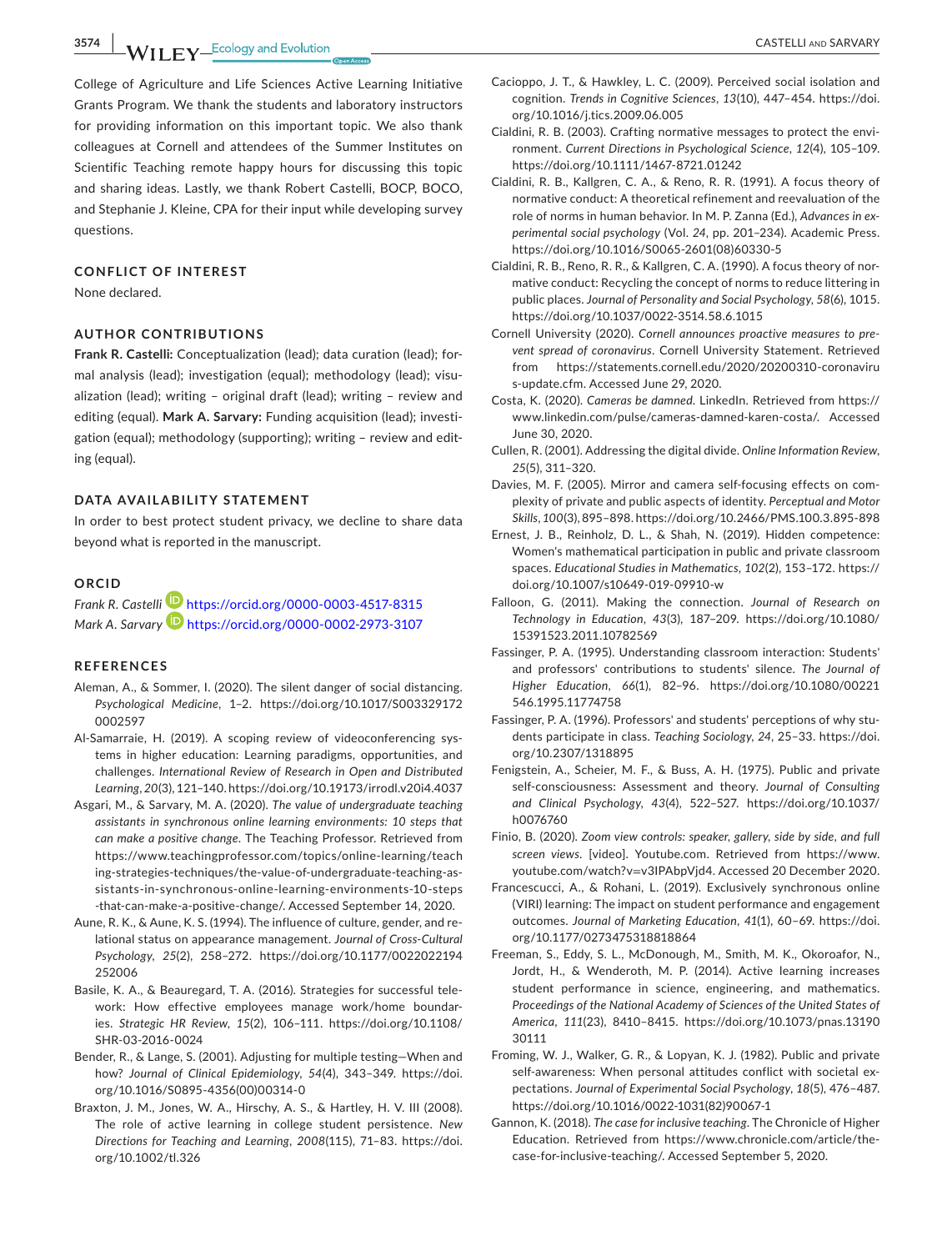College of Agriculture and Life Sciences Active Learning Initiative Grants Program. We thank the students and laboratory instructors for providing information on this important topic. We also thank colleagues at Cornell and attendees of the Summer Institutes on Scientific Teaching remote happy hours for discussing this topic and sharing ideas. Lastly, we thank Robert Castelli, BOCP, BOCO, and Stephanie J. Kleine, CPA for their input while developing survey questions.

## CONFLICT OF INTEREST

None declared.

## AUTHOR CONTRIBUTIONS

**Frank R. Castelli:** Conceptualization (lead); data curation (lead); formal analysis (lead); investigation (equal); methodology (lead); visualization (lead); writing – original draft (lead); writing – review and editing (equal). **Mark A. Sarvary:** Funding acquisition (lead); investigation (equal); methodology (supporting); writing – review and editing (equal).

## DATA AVAILABILITY STATEMENT

In order to best protect student privacy, we decline to share data beyond what is reported in the manuscript.

## ORCID

*Frank R. Castelli* https://orcid.org/0000-0003-4517-8315
*Mark A. Sarvary* https://orcid.org/0000-0002-2973-3107

## REFERENCES

Aleman, A., & Sommer, I. (2020). The silent danger of social distancing. *Psychological Medicine*, 1–2. https://doi.org/10.1017/S0033291720002597

Al-Samarraie, H. (2019). A scoping review of videoconferencing systems in higher education: Learning paradigms, opportunities, and challenges. *International Review of Research in Open and Distributed Learning*, *20*(3), 121–140. https://doi.org/10.19173/irrodl.v20i4.4037

Asgari, M., & Sarvary, M. A. (2020). *The value of undergraduate teaching assistants in synchronous online learning environments: 10 steps that can make a positive change*. The Teaching Professor. Retrieved from https://www.teachingprofessor.com/topics/online-learning/teaching-strategies-techniques/the-value-of-undergraduate-teaching-assistants-in-synchronous-online-learning-environments-10-steps-that-can-make-a-positive-change/. Accessed September 14, 2020.

Aune, R. K., & Aune, K. S. (1994). The influence of culture, gender, and relational status on appearance management. *Journal of Cross-Cultural Psychology*, *25*(2), 258–272. https://doi.org/10.1177/0022022194252006

Basile, K. A., & Beauregard, T. A. (2016). Strategies for successful telework: How effective employees manage work/home boundaries. *Strategic HR Review*, *15*(2), 106–111. https://doi.org/10.1108/SHR-03-2016-0024

Bender, R., & Lange, S. (2001). Adjusting for multiple testing—When and how? *Journal of Clinical Epidemiology*, *54*(4), 343–349. https://doi.org/10.1016/S0895-4356(00)00314-0

Braxton, J. M., Jones, W. A., Hirschy, A. S., & Hartley, H. V. III (2008). The role of active learning in college student persistence. *New Directions for Teaching and Learning*, *2008*(115), 71–83. https://doi.org/10.1002/tl.326

Cacioppo, J. T., & Hawkley, L. C. (2009). Perceived social isolation and cognition. *Trends in Cognitive Sciences*, *13*(10), 447–454. https://doi.org/10.1016/j.tics.2009.06.005

Cialdini, R. B. (2003). Crafting normative messages to protect the environment. *Current Directions in Psychological Science*, *12*(4), 105–109. https://doi.org/10.1111/1467-8721.01242

Cialdini, R. B., Kallgren, C. A., & Reno, R. R. (1991). A focus theory of normative conduct: A theoretical refinement and reevaluation of the role of norms in human behavior. In M. P. Zanna (Ed.), *Advances in experimental social psychology* (Vol. *24*, pp. 201–234). Academic Press. https://doi.org/10.1016/S0065-2601(08)60330-5

Cialdini, R. B., Reno, R. R., & Kallgren, C. A. (1990). A focus theory of normative conduct: Recycling the concept of norms to reduce littering in public places. *Journal of Personality and Social Psychology*, *58*(6), 1015. https://doi.org/10.1037/0022-3514.58.6.1015

Cornell University (2020). *Cornell announces proactive measures to prevent spread of coronavirus*. Cornell University Statement. Retrieved from https://statements.cornell.edu/2020/20200310-coronavirus-update.cfm. Accessed June 29, 2020.

Costa, K. (2020). *Cameras be damned*. LinkedIn. Retrieved from https://www.linkedin.com/pulse/cameras-damned-karen-costa/. Accessed June 30, 2020.

Cullen, R. (2001). Addressing the digital divide. *Online Information Review*, *25*(5), 311–320.

Davies, M. F. (2005). Mirror and camera self-focusing effects on complexity of private and public aspects of identity. *Perceptual and Motor Skills*, *100*(3), 895–898. https://doi.org/10.2466/PMS.100.3.895-898

Ernest, J. B., Reinholz, D. L., & Shah, N. (2019). Hidden competence: Women's mathematical participation in public and private classroom spaces. *Educational Studies in Mathematics*, *102*(2), 153–172. https://doi.org/10.1007/s10649-019-09910-w

Falloon, G. (2011). Making the connection. *Journal of Research on Technology in Education*, *43*(3), 187–209. https://doi.org/10.1080/15391523.2011.10782569

Fassinger, P. A. (1995). Understanding classroom interaction: Students' and professors' contributions to students' silence. *The Journal of Higher Education*, *66*(1), 82–96. https://doi.org/10.1080/00221546.1995.11774758

Fassinger, P. A. (1996). Professors' and students' perceptions of why students participate in class. *Teaching Sociology*, *24*, 25–33. https://doi.org/10.2307/1318895

Fenigstein, A., Scheier, M. F., & Buss, A. H. (1975). Public and private self-consciousness: Assessment and theory. *Journal of Consulting and Clinical Psychology*, *43*(4), 522–527. https://doi.org/10.1037/h0076760

Finio, B. (2020). *Zoom view controls: speaker, gallery, side by side, and full screen views*. [video]. Youtube.com. Retrieved from https://www.youtube.com/watch?v=v3IPAbpVjd4. Accessed 20 December 2020.

Francescucci, A., & Rohani, L. (2019). Exclusively synchronous online (VIRI) learning: The impact on student performance and engagement outcomes. *Journal of Marketing Education*, *41*(1), 60–69. https://doi.org/10.1177/0273475318818864

Freeman, S., Eddy, S. L., McDonough, M., Smith, M. K., Okoroafor, N., Jordt, H., & Wenderoth, M. P. (2014). Active learning increases student performance in science, engineering, and mathematics. *Proceedings of the National Academy of Sciences of the United States of America*, *111*(23), 8410–8415. https://doi.org/10.1073/pnas.1319030111

Froming, W. J., Walker, G. R., & Lopyan, K. J. (1982). Public and private self-awareness: When personal attitudes conflict with societal expectations. *Journal of Experimental Social Psychology*, *18*(5), 476–487. https://doi.org/10.1016/0022-1031(82)90067-1

Gannon, K. (2018). *The case for inclusive teaching*. The Chronicle of Higher Education. Retrieved from https://www.chronicle.com/article/the-case-for-inclusive-teaching/. Accessed September 5, 2020.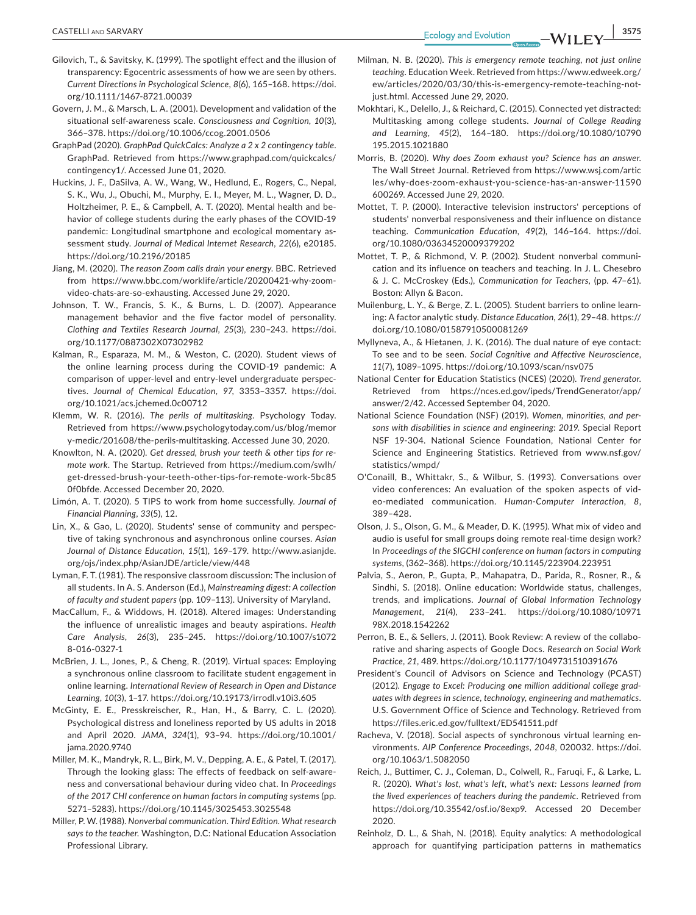Gilovich, T., & Savitsky, K. (1999). The spotlight effect and the illusion of transparency: Egocentric assessments of how we are seen by others. *Current Directions in Psychological Science*, *8*(6), 165–168. https://doi.org/10.1111/1467-8721.00039

Govern, J. M., & Marsch, L. A. (2001). Development and validation of the situational self-awareness scale. *Consciousness and Cognition*, *10*(3), 366–378. https://doi.org/10.1006/ccog.2001.0506

GraphPad (2020). *GraphPad QuickCalcs: Analyze a 2 x 2 contingency table*. GraphPad. Retrieved from https://www.graphpad.com/quickcalcs/contingency1/. Accessed June 01, 2020.

Huckins, J. F., DaSilva, A. W., Wang, W., Hedlund, E., Rogers, C., Nepal, S. K., Wu, J., Obuchi, M., Murphy, E. I., Meyer, M. L., Wagner, D. D., Holtzheimer, P. E., & Campbell, A. T. (2020). Mental health and behavior of college students during the early phases of the COVID-19 pandemic: Longitudinal smartphone and ecological momentary assessment study. *Journal of Medical Internet Research*, *22*(6), e20185. https://doi.org/10.2196/20185

Jiang, M. (2020). *The reason Zoom calls drain your energy*. BBC. Retrieved from https://www.bbc.com/worklife/article/20200421-why-zoom-video-chats-are-so-exhausting. Accessed June 29, 2020.

Johnson, T. W., Francis, S. K., & Burns, L. D. (2007). Appearance management behavior and the five factor model of personality. *Clothing and Textiles Research Journal*, *25*(3), 230–243. https://doi.org/10.1177/0887302X07302982

Kalman, R., Esparaza, M. M., & Weston, C. (2020). Student views of the online learning process during the COVID-19 pandemic: A comparison of upper-level and entry-level undergraduate perspectives. *Journal of Chemical Education*, *97*, 3353–3357. https://doi.org/10.1021/acs.jchemed.0c00712

Klemm, W. R. (2016). *The perils of multitasking*. Psychology Today. Retrieved from https://www.psychologytoday.com/us/blog/memory-medic/201608/the-perils-multitasking. Accessed June 30, 2020.

Knowlton, N. A. (2020). *Get dressed, brush your teeth & other tips for remote work*. The Startup. Retrieved from https://medium.com/swlh/get-dressed-brush-your-teeth-other-tips-for-remote-work-5bc850f0bfde. Accessed December 20, 2020.

Limón, A. T. (2020). 5 TIPS to work from home successfully. *Journal of Financial Planning*, *33*(5), 12.

Lin, X., & Gao, L. (2020). Students' sense of community and perspective of taking synchronous and asynchronous online courses. *Asian Journal of Distance Education*, *15*(1), 169–179. http://www.asianjde.org/ojs/index.php/AsianJDE/article/view/448

Lyman, F. T. (1981). The responsive classroom discussion: The inclusion of all students. In A. S. Anderson (Ed.), *Mainstreaming digest: A collection of faculty and student papers* (pp. 109–113). University of Maryland.

MacCallum, F., & Widdows, H. (2018). Altered images: Understanding the influence of unrealistic images and beauty aspirations. *Health Care Analysis*, *26*(3), 235–245. https://doi.org/10.1007/s10728-016-0327-1

McBrien, J. L., Jones, P., & Cheng, R. (2019). Virtual spaces: Employing a synchronous online classroom to facilitate student engagement in online learning. *International Review of Research in Open and Distance Learning*, *10*(3), 1–17. https://doi.org/10.19173/irrodl.v10i3.605

McGinty, E. E., Presskreischer, R., Han, H., & Barry, C. L. (2020). Psychological distress and loneliness reported by US adults in 2018 and April 2020. *JAMA*, *324*(1), 93–94. https://doi.org/10.1001/jama.2020.9740

Miller, M. K., Mandryk, R. L., Birk, M. V., Depping, A. E., & Patel, T. (2017). Through the looking glass: The effects of feedback on self-awareness and conversational behaviour during video chat. In *Proceedings of the 2017 CHI conference on human factors in computing systems* (pp. 5271–5283). https://doi.org/10.1145/3025453.3025548

Miller, P. W. (1988). *Nonverbal communication. Third Edition. What research says to the teacher*. Washington, D.C: National Education Association Professional Library.

Milman, N. B. (2020). *This is emergency remote teaching, not just online teaching*. Education Week. Retrieved from https://www.edweek.org/ew/articles/2020/03/30/this-is-emergency-remote-teaching-not-just.html. Accessed June 29, 2020.

Mokhtari, K., Delello, J., & Reichard, C. (2015). Connected yet distracted: Multitasking among college students. *Journal of College Reading and Learning*, *45*(2), 164–180. https://doi.org/10.1080/10790195.2015.1021880

Morris, B. (2020). *Why does Zoom exhaust you? Science has an answer*. The Wall Street Journal. Retrieved from https://www.wsj.com/articles/why-does-zoom-exhaust-you-science-has-an-answer-11590600269. Accessed June 29, 2020.

Mottet, T. P. (2000). Interactive television instructors' perceptions of students' nonverbal responsiveness and their influence on distance teaching. *Communication Education*, *49*(2), 146–164. https://doi.org/10.1080/03634520009379202

Mottet, T. P., & Richmond, V. P. (2002). Student nonverbal communication and its influence on teachers and teaching. In J. L. Chesebro & J. C. McCroskey (Eds.), *Communication for Teachers*, (pp. 47–61). Boston: Allyn & Bacon.

Muilenburg, L. Y., & Berge, Z. L. (2005). Student barriers to online learning: A factor analytic study. *Distance Education*, *26*(1), 29–48. https://doi.org/10.1080/01587910500081269

Myllyneva, A., & Hietanen, J. K. (2016). The dual nature of eye contact: To see and to be seen. *Social Cognitive and Affective Neuroscience*, *11*(7), 1089–1095. https://doi.org/10.1093/scan/nsv075

National Center for Education Statistics (NCES) (2020). *Trend generator*. Retrieved from https://nces.ed.gov/ipeds/TrendGenerator/app/answer/2/42. Accessed September 04, 2020.

National Science Foundation (NSF) (2019). *Women, minorities, and persons with disabilities in science and engineering: 2019*. Special Report NSF 19-304. National Science Foundation, National Center for Science and Engineering Statistics. Retrieved from www.nsf.gov/statistics/wmpd/

O'Conaill, B., Whittakr, S., & Wilbur, S. (1993). Conversations over video conferences: An evaluation of the spoken aspects of video-mediated communication. *Human-Computer Interaction*, *8*, 389–428.

Olson, J. S., Olson, G. M., & Meader, D. K. (1995). What mix of video and audio is useful for small groups doing remote real-time design work? In *Proceedings of the SIGCHI conference on human factors in computing systems*, (362–368). https://doi.org/10.1145/223904.223951

Palvia, S., Aeron, P., Gupta, P., Mahapatra, D., Parida, R., Rosner, R., & Sindhi, S. (2018). Online education: Worldwide status, challenges, trends, and implications. *Journal of Global Information Technology Management*, *21*(4), 233–241. https://doi.org/10.1080/1097198X.2018.1542262

Perron, B. E., & Sellers, J. (2011). Book Review: A review of the collaborative and sharing aspects of Google Docs. *Research on Social Work Practice*, *21*, 489. https://doi.org/10.1177/1049731510391676

President's Council of Advisors on Science and Technology (PCAST) (2012). *Engage to Excel: Producing one million additional college graduates with degrees in science, technology, engineering and mathematics*. U.S. Government Office of Science and Technology. Retrieved from https://files.eric.ed.gov/fulltext/ED541511.pdf

Racheva, V. (2018). Social aspects of synchronous virtual learning environments. *AIP Conference Proceedings*, *2048*, 020032. https://doi.org/10.1063/1.5082050

Reich, J., Buttimer, C. J., Coleman, D., Colwell, R., Faruqi, F., & Larke, L. R. (2020). *What's lost, what's left, what's next: Lessons learned from the lived experiences of teachers during the pandemic*. Retrieved from https://doi.org/10.35542/osf.io/8exp9. Accessed 20 December 2020.

Reinholz, D. L., & Shah, N. (2018). Equity analytics: A methodological approach for quantifying participation patterns in mathematics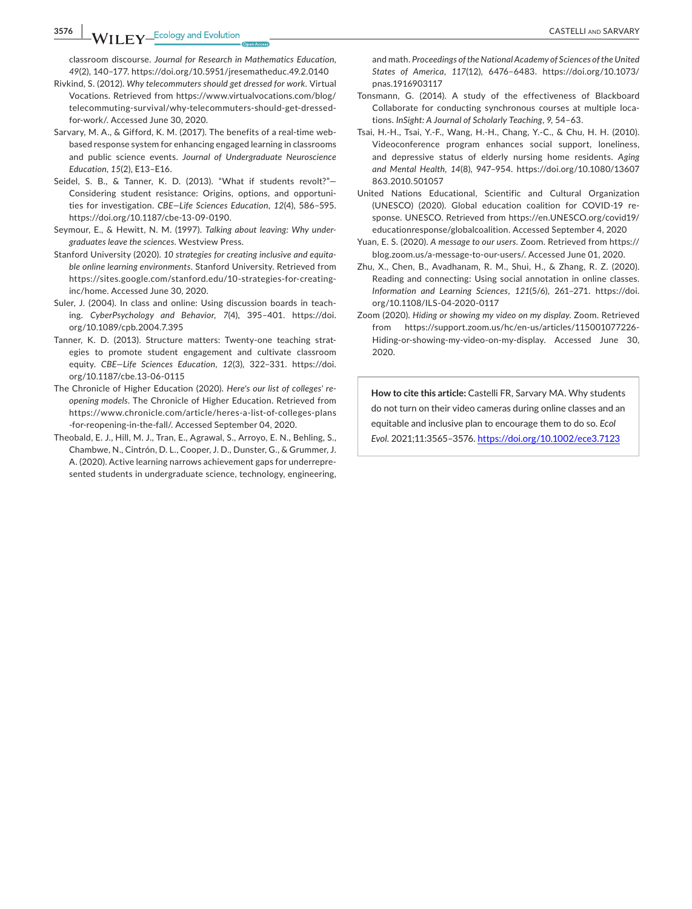classroom discourse. *Journal for Research in Mathematics Education*, *49*(2), 140–177. https://doi.org/10.5951/jresematheduc.49.2.0140

Rivkind, S. (2012). *Why telecommuters should get dressed for work*. Virtual Vocations. Retrieved from https://www.virtualvocations.com/blog/telecommuting-survival/why-telecommuters-should-get-dressed-for-work/. Accessed June 30, 2020.

Sarvary, M. A., & Gifford, K. M. (2017). The benefits of a real-time web-based response system for enhancing engaged learning in classrooms and public science events. *Journal of Undergraduate Neuroscience Education*, *15*(2), E13–E16.

Seidel, S. B., & Tanner, K. D. (2013). "What if students revolt?"—Considering student resistance: Origins, options, and opportunities for investigation. *CBE—Life Sciences Education*, *12*(4), 586–595. https://doi.org/10.1187/cbe-13-09-0190.

Seymour, E., & Hewitt, N. M. (1997). *Talking about leaving: Why undergraduates leave the sciences*. Westview Press.

Stanford University (2020). *10 strategies for creating inclusive and equitable online learning environments*. Stanford University. Retrieved from https://sites.google.com/stanford.edu/10-strategies-for-creating-inc/home. Accessed June 30, 2020.

Suler, J. (2004). In class and online: Using discussion boards in teaching. *CyberPsychology and Behavior*, *7*(4), 395–401. https://doi.org/10.1089/cpb.2004.7.395

Tanner, K. D. (2013). Structure matters: Twenty-one teaching strategies to promote student engagement and cultivate classroom equity. *CBE—Life Sciences Education*, *12*(3), 322–331. https://doi.org/10.1187/cbe.13-06-0115

The Chronicle of Higher Education (2020). *Here's our list of colleges' reopening models*. The Chronicle of Higher Education. Retrieved from https://www.chronicle.com/article/heres-a-list-of-colleges-plans-for-reopening-in-the-fall/. Accessed September 04, 2020.

Theobald, E. J., Hill, M. J., Tran, E., Agrawal, S., Arroyo, E. N., Behling, S., Chambwe, N., Cintrón, D. L., Cooper, J. D., Dunster, G., & Grummer, J. A. (2020). Active learning narrows achievement gaps for underrepresented students in undergraduate science, technology, engineering, and math. *Proceedings of the National Academy of Sciences of the United States of America*, *117*(12), 6476–6483. https://doi.org/10.1073/pnas.1916903117

Tonsmann, G. (2014). A study of the effectiveness of Blackboard Collaborate for conducting synchronous courses at multiple locations. *InSight: A Journal of Scholarly Teaching*, *9*, 54–63.

Tsai, H.-H., Tsai, Y.-F., Wang, H.-H., Chang, Y.-C., & Chu, H. H. (2010). Videoconference program enhances social support, loneliness, and depressive status of elderly nursing home residents. *Aging and Mental Health*, *14*(8), 947–954. https://doi.org/10.1080/13607863.2010.501057

United Nations Educational, Scientific and Cultural Organization (UNESCO) (2020). Global education coalition for COVID-19 response. UNESCO. Retrieved from https://en.UNESCO.org/covid19/educationresponse/globalcoalition. Accessed September 4, 2020

Yuan, E. S. (2020). *A message to our users*. Zoom. Retrieved from https://blog.zoom.us/a-message-to-our-users/. Accessed June 01, 2020.

Zhu, X., Chen, B., Avadhanam, R. M., Shui, H., & Zhang, R. Z. (2020). Reading and connecting: Using social annotation in online classes. *Information and Learning Sciences*, *121*(5/6), 261–271. https://doi.org/10.1108/ILS-04-2020-0117

Zoom (2020). *Hiding or showing my video on my display*. Zoom. Retrieved from https://support.zoom.us/hc/en-us/articles/115001077226-Hiding-or-showing-my-video-on-my-display. Accessed June 30, 2020.

**How to cite this article:** Castelli FR, Sarvary MA. Why students do not turn on their video cameras during online classes and an equitable and inclusive plan to encourage them to do so. *Ecol Evol*. 2021;11:3565–3576. https://doi.org/10.1002/ece3.7123